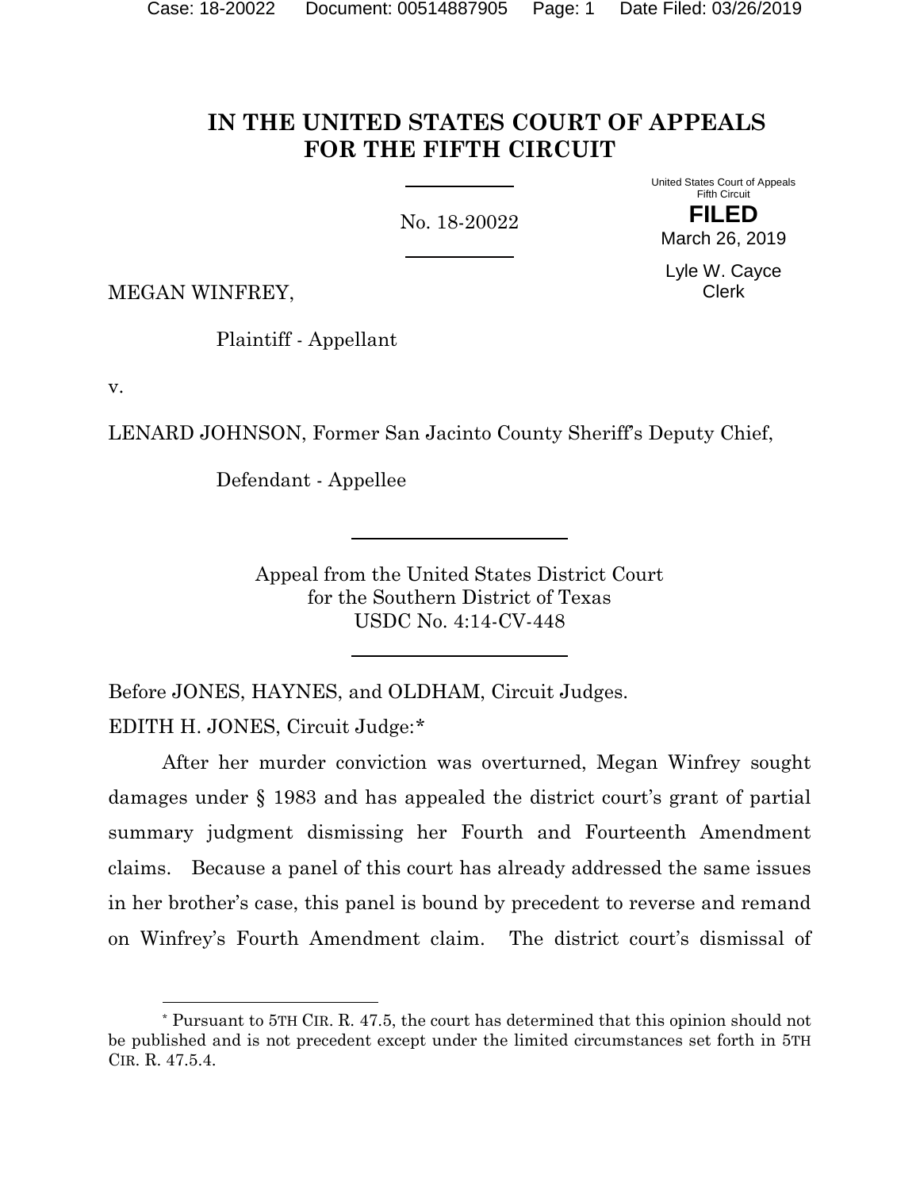# IN THE UNITED STATES COURT OF APPEALS FOR THE FIFTH CIRCUIT

No. 18-20022

United States Court of Appeals
Fifth Circuit

**FILED**

March 26, 2019

Lyle W. Cayce
Clerk

MEGAN WINFREY,

Plaintiff - Appellant

v.

LENARD JOHNSON, Former San Jacinto County Sheriff's Deputy Chief,

Defendant - Appellee

Appeal from the United States District Court
for the Southern District of Texas
USDC No. 4:14-CV-448

Before JONES, HAYNES, and OLDHAM, Circuit Judges.

EDITH H. JONES, Circuit Judge:*

After her murder conviction was overturned, Megan Winfrey sought damages under § 1983 and has appealed the district court's grant of partial summary judgment dismissing her Fourth and Fourteenth Amendment claims. Because a panel of this court has already addressed the same issues in her brother's case, this panel is bound by precedent to reverse and remand on Winfrey's Fourth Amendment claim. The district court's dismissal of

---

* Pursuant to 5TH CIR. R. 47.5, the court has determined that this opinion should not be published and is not precedent except under the limited circumstances set forth in 5TH CIR. R. 47.5.4.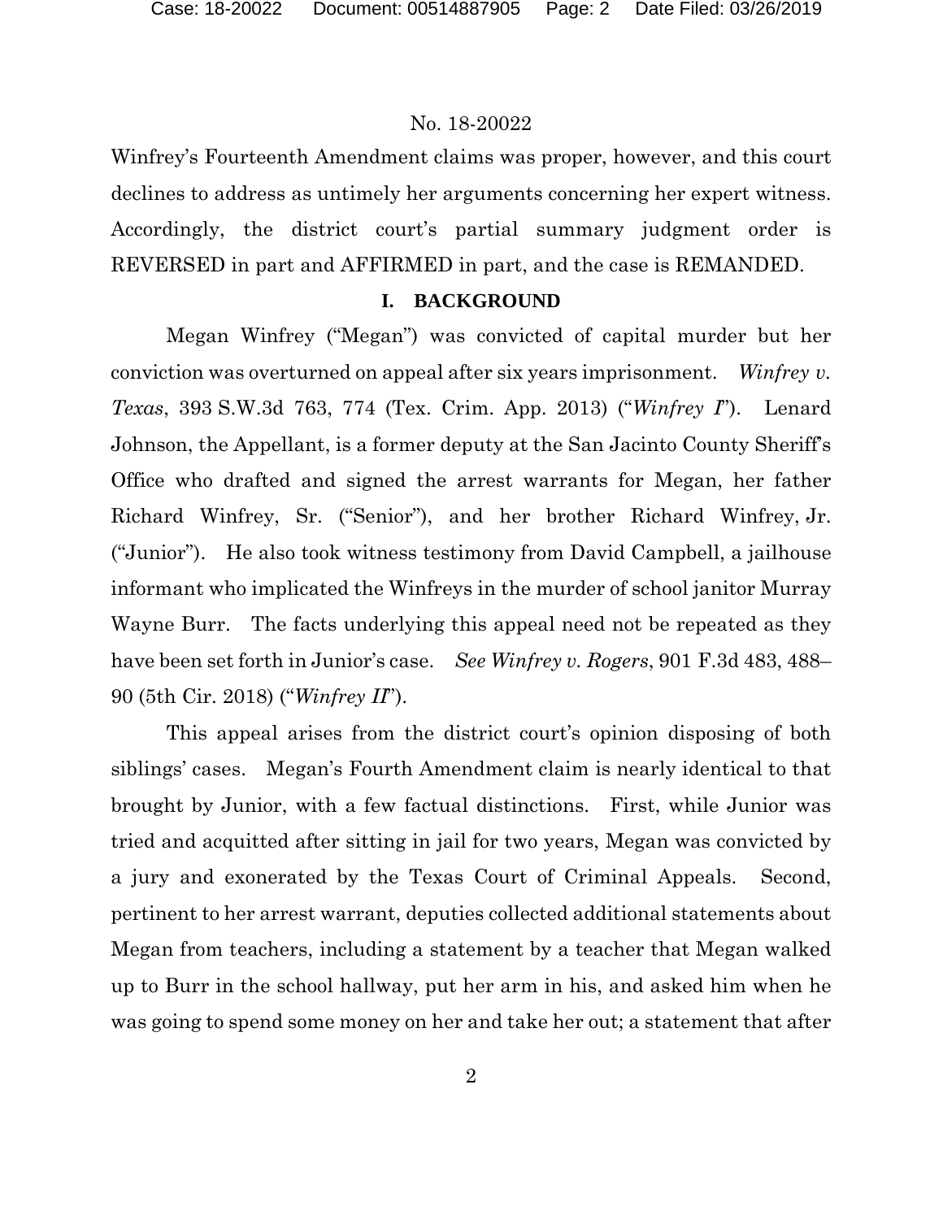Winfrey's Fourteenth Amendment claims was proper, however, and this court declines to address as untimely her arguments concerning her expert witness. Accordingly, the district court's partial summary judgment order is REVERSED in part and AFFIRMED in part, and the case is REMANDED.

## I. BACKGROUND

Megan Winfrey ("Megan") was convicted of capital murder but her conviction was overturned on appeal after six years imprisonment. *Winfrey v. Texas*, 393 S.W.3d 763, 774 (Tex. Crim. App. 2013) ("*Winfrey I*"). Lenard Johnson, the Appellant, is a former deputy at the San Jacinto County Sheriff's Office who drafted and signed the arrest warrants for Megan, her father Richard Winfrey, Sr. ("Senior"), and her brother Richard Winfrey, Jr. ("Junior"). He also took witness testimony from David Campbell, a jailhouse informant who implicated the Winfreys in the murder of school janitor Murray Wayne Burr. The facts underlying this appeal need not be repeated as they have been set forth in Junior's case. *See Winfrey v. Rogers*, 901 F.3d 483, 488–90 (5th Cir. 2018) ("*Winfrey II*").

This appeal arises from the district court's opinion disposing of both siblings' cases. Megan's Fourth Amendment claim is nearly identical to that brought by Junior, with a few factual distinctions. First, while Junior was tried and acquitted after sitting in jail for two years, Megan was convicted by a jury and exonerated by the Texas Court of Criminal Appeals. Second, pertinent to her arrest warrant, deputies collected additional statements about Megan from teachers, including a statement by a teacher that Megan walked up to Burr in the school hallway, put her arm in his, and asked him when he was going to spend some money on her and take her out; a statement that after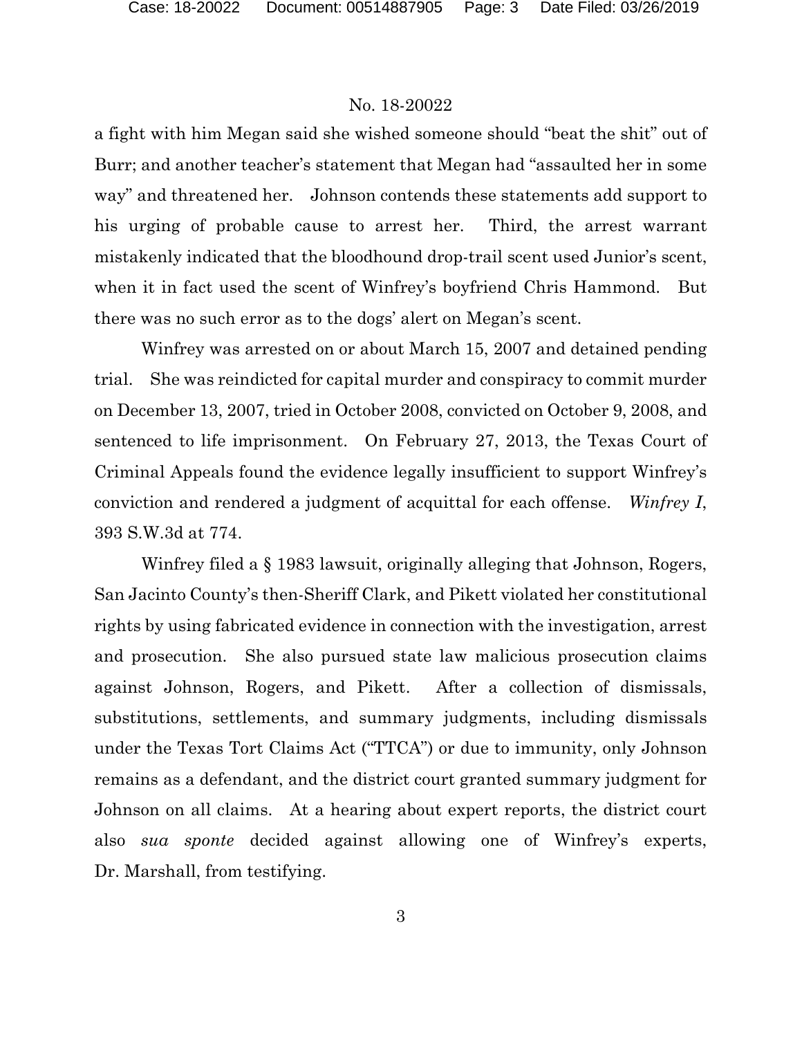a fight with him Megan said she wished someone should "beat the shit" out of Burr; and another teacher's statement that Megan had "assaulted her in some way" and threatened her. Johnson contends these statements add support to his urging of probable cause to arrest her. Third, the arrest warrant mistakenly indicated that the bloodhound drop-trail scent used Junior's scent, when it in fact used the scent of Winfrey's boyfriend Chris Hammond. But there was no such error as to the dogs' alert on Megan's scent.

Winfrey was arrested on or about March 15, 2007 and detained pending trial. She was reindicted for capital murder and conspiracy to commit murder on December 13, 2007, tried in October 2008, convicted on October 9, 2008, and sentenced to life imprisonment. On February 27, 2013, the Texas Court of Criminal Appeals found the evidence legally insufficient to support Winfrey's conviction and rendered a judgment of acquittal for each offense. *Winfrey I*, 393 S.W.3d at 774.

Winfrey filed a § 1983 lawsuit, originally alleging that Johnson, Rogers, San Jacinto County's then-Sheriff Clark, and Pikett violated her constitutional rights by using fabricated evidence in connection with the investigation, arrest and prosecution. She also pursued state law malicious prosecution claims against Johnson, Rogers, and Pikett. After a collection of dismissals, substitutions, settlements, and summary judgments, including dismissals under the Texas Tort Claims Act ("TTCA") or due to immunity, only Johnson remains as a defendant, and the district court granted summary judgment for Johnson on all claims. At a hearing about expert reports, the district court also *sua sponte* decided against allowing one of Winfrey's experts, Dr. Marshall, from testifying.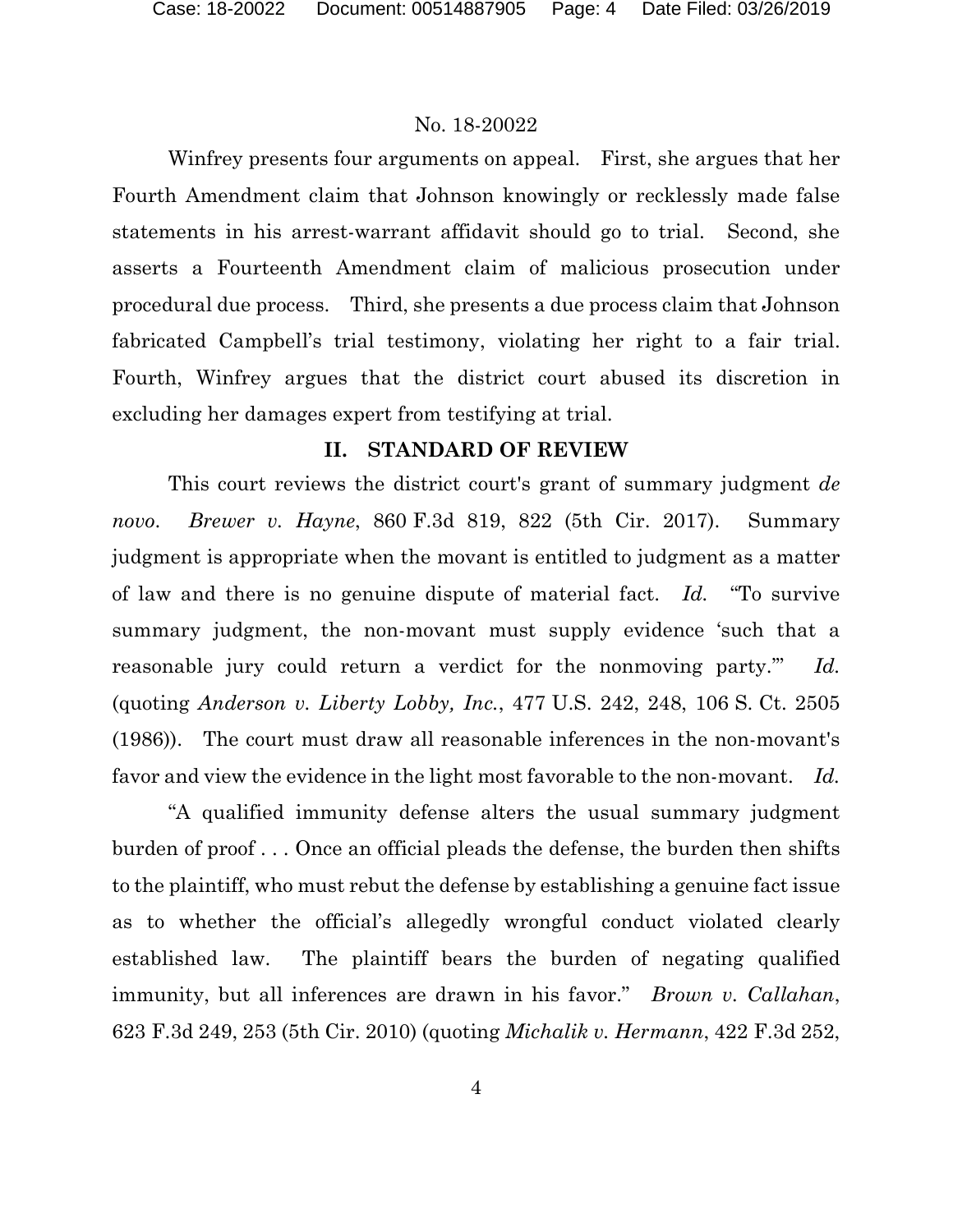Winfrey presents four arguments on appeal. First, she argues that her Fourth Amendment claim that Johnson knowingly or recklessly made false statements in his arrest-warrant affidavit should go to trial. Second, she asserts a Fourteenth Amendment claim of malicious prosecution under procedural due process. Third, she presents a due process claim that Johnson fabricated Campbell's trial testimony, violating her right to a fair trial. Fourth, Winfrey argues that the district court abused its discretion in excluding her damages expert from testifying at trial.

## II. STANDARD OF REVIEW

This court reviews the district court's grant of summary judgment *de novo*. *Brewer v. Hayne*, 860 F.3d 819, 822 (5th Cir. 2017). Summary judgment is appropriate when the movant is entitled to judgment as a matter of law and there is no genuine dispute of material fact. *Id.* "To survive summary judgment, the non-movant must supply evidence 'such that a reasonable jury could return a verdict for the nonmoving party.'" *Id.* (quoting *Anderson v. Liberty Lobby, Inc.*, 477 U.S. 242, 248, 106 S. Ct. 2505 (1986)). The court must draw all reasonable inferences in the non-movant's favor and view the evidence in the light most favorable to the non-movant. *Id.*

"A qualified immunity defense alters the usual summary judgment burden of proof . . . Once an official pleads the defense, the burden then shifts to the plaintiff, who must rebut the defense by establishing a genuine fact issue as to whether the official's allegedly wrongful conduct violated clearly established law. The plaintiff bears the burden of negating qualified immunity, but all inferences are drawn in his favor." *Brown v. Callahan*, 623 F.3d 249, 253 (5th Cir. 2010) (quoting *Michalik v. Hermann*, 422 F.3d 252,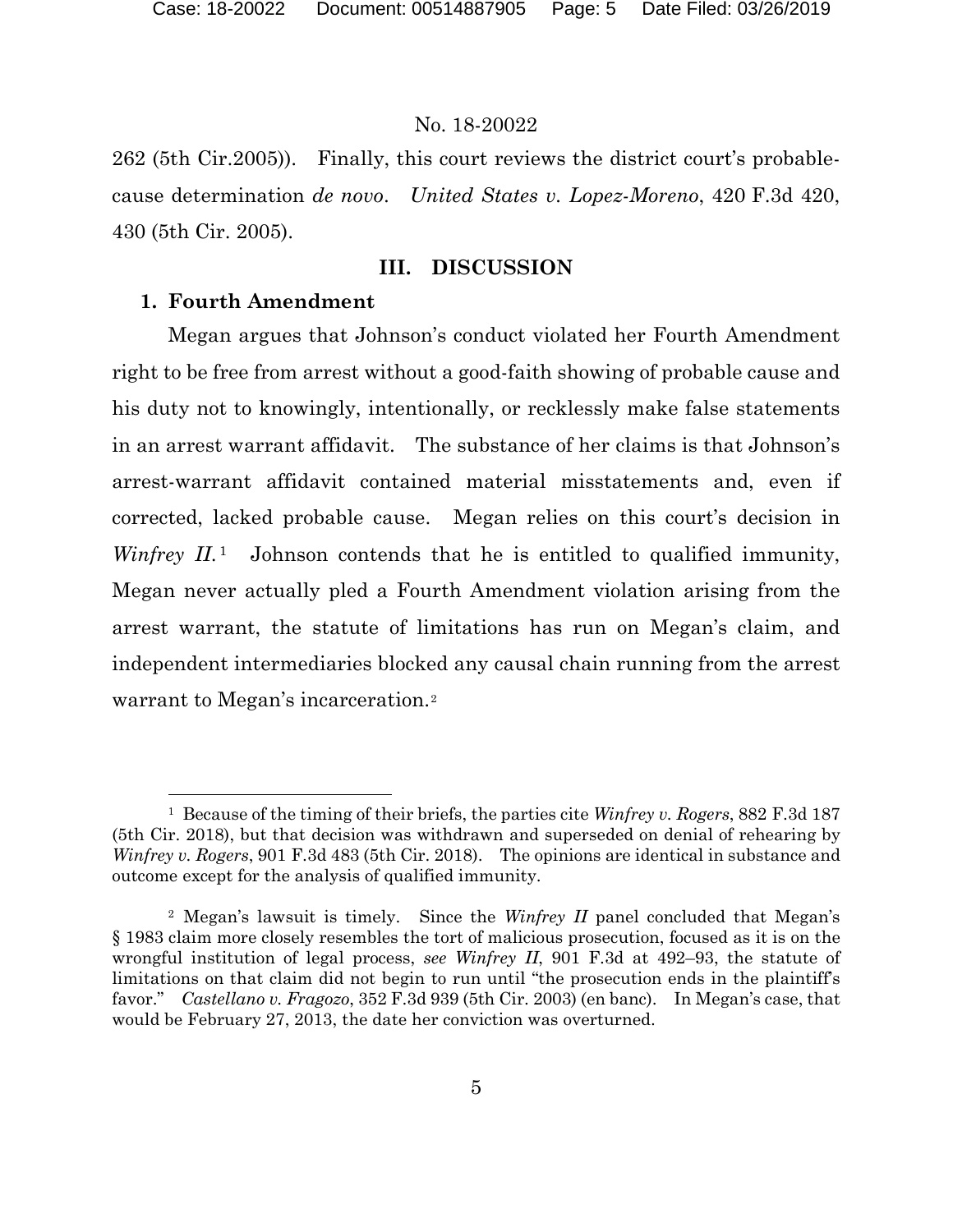262 (5th Cir.2005)). Finally, this court reviews the district court's probable-cause determination *de novo*. *United States v. Lopez-Moreno*, 420 F.3d 420, 430 (5th Cir. 2005).

## III. DISCUSSION

### 1. Fourth Amendment

Megan argues that Johnson's conduct violated her Fourth Amendment right to be free from arrest without a good-faith showing of probable cause and his duty not to knowingly, intentionally, or recklessly make false statements in an arrest warrant affidavit. The substance of her claims is that Johnson's arrest-warrant affidavit contained material misstatements and, even if corrected, lacked probable cause. Megan relies on this court's decision in *Winfrey II.*[1] Johnson contends that he is entitled to qualified immunity, Megan never actually pled a Fourth Amendment violation arising from the arrest warrant, the statute of limitations has run on Megan's claim, and independent intermediaries blocked any causal chain running from the arrest warrant to Megan's incarceration.[2]

---

[1] Because of the timing of their briefs, the parties cite *Winfrey v. Rogers*, 882 F.3d 187 (5th Cir. 2018), but that decision was withdrawn and superseded on denial of rehearing by *Winfrey v. Rogers*, 901 F.3d 483 (5th Cir. 2018). The opinions are identical in substance and outcome except for the analysis of qualified immunity.

[2] Megan's lawsuit is timely. Since the *Winfrey II* panel concluded that Megan's § 1983 claim more closely resembles the tort of malicious prosecution, focused as it is on the wrongful institution of legal process, *see Winfrey II*, 901 F.3d at 492–93, the statute of limitations on that claim did not begin to run until "the prosecution ends in the plaintiff's favor." *Castellano v. Fragozo*, 352 F.3d 939 (5th Cir. 2003) (en banc). In Megan's case, that would be February 27, 2013, the date her conviction was overturned.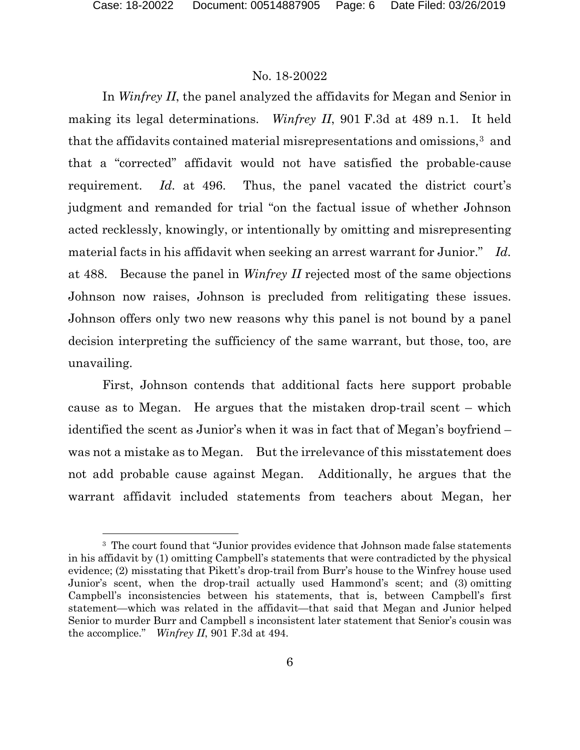In *Winfrey II*, the panel analyzed the affidavits for Megan and Senior in making its legal determinations. *Winfrey II*, 901 F.3d at 489 n.1. It held that the affidavits contained material misrepresentations and omissions,[3] and that a "corrected" affidavit would not have satisfied the probable-cause requirement. *Id.* at 496. Thus, the panel vacated the district court's judgment and remanded for trial "on the factual issue of whether Johnson acted recklessly, knowingly, or intentionally by omitting and misrepresenting material facts in his affidavit when seeking an arrest warrant for Junior." *Id.* at 488. Because the panel in *Winfrey II* rejected most of the same objections Johnson now raises, Johnson is precluded from relitigating these issues. Johnson offers only two new reasons why this panel is not bound by a panel decision interpreting the sufficiency of the same warrant, but those, too, are unavailing.

First, Johnson contends that additional facts here support probable cause as to Megan. He argues that the mistaken drop-trail scent – which identified the scent as Junior's when it was in fact that of Megan's boyfriend – was not a mistake as to Megan. But the irrelevance of this misstatement does not add probable cause against Megan. Additionally, he argues that the warrant affidavit included statements from teachers about Megan, her

[3] The court found that "Junior provides evidence that Johnson made false statements in his affidavit by (1) omitting Campbell's statements that were contradicted by the physical evidence; (2) misstating that Pikett's drop-trail from Burr's house to the Winfrey house used Junior's scent, when the drop-trail actually used Hammond's scent; and (3) omitting Campbell's inconsistencies between his statements, that is, between Campbell's first statement—which was related in the affidavit—that said that Megan and Junior helped Senior to murder Burr and Campbell s inconsistent later statement that Senior's cousin was the accomplice." *Winfrey II*, 901 F.3d at 494.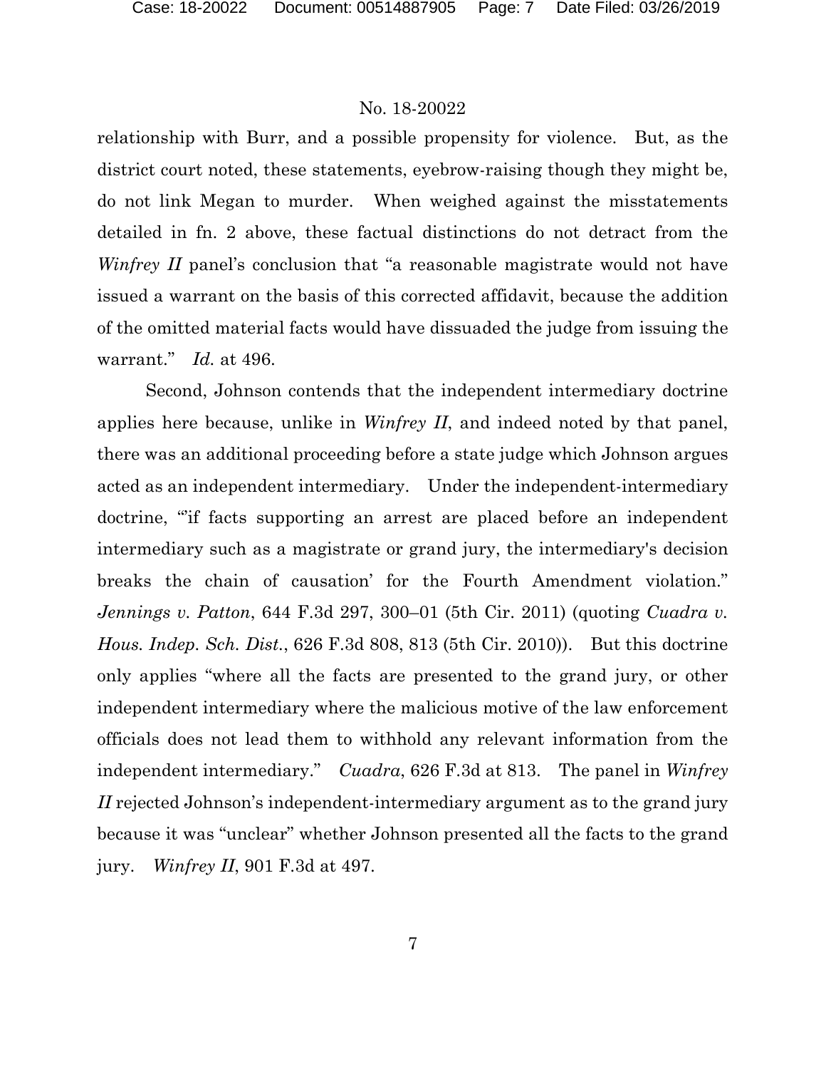relationship with Burr, and a possible propensity for violence. But, as the district court noted, these statements, eyebrow-raising though they might be, do not link Megan to murder. When weighed against the misstatements detailed in fn. 2 above, these factual distinctions do not detract from the *Winfrey II* panel's conclusion that "a reasonable magistrate would not have issued a warrant on the basis of this corrected affidavit, because the addition of the omitted material facts would have dissuaded the judge from issuing the warrant." *Id.* at 496.

Second, Johnson contends that the independent intermediary doctrine applies here because, unlike in *Winfrey II*, and indeed noted by that panel, there was an additional proceeding before a state judge which Johnson argues acted as an independent intermediary. Under the independent-intermediary doctrine, "'if facts supporting an arrest are placed before an independent intermediary such as a magistrate or grand jury, the intermediary's decision breaks the chain of causation' for the Fourth Amendment violation." *Jennings v. Patton*, 644 F.3d 297, 300–01 (5th Cir. 2011) (quoting *Cuadra v. Hous. Indep. Sch. Dist.*, 626 F.3d 808, 813 (5th Cir. 2010)). But this doctrine only applies "where all the facts are presented to the grand jury, or other independent intermediary where the malicious motive of the law enforcement officials does not lead them to withhold any relevant information from the independent intermediary." *Cuadra*, 626 F.3d at 813. The panel in *Winfrey II* rejected Johnson's independent-intermediary argument as to the grand jury because it was "unclear" whether Johnson presented all the facts to the grand jury. *Winfrey II*, 901 F.3d at 497.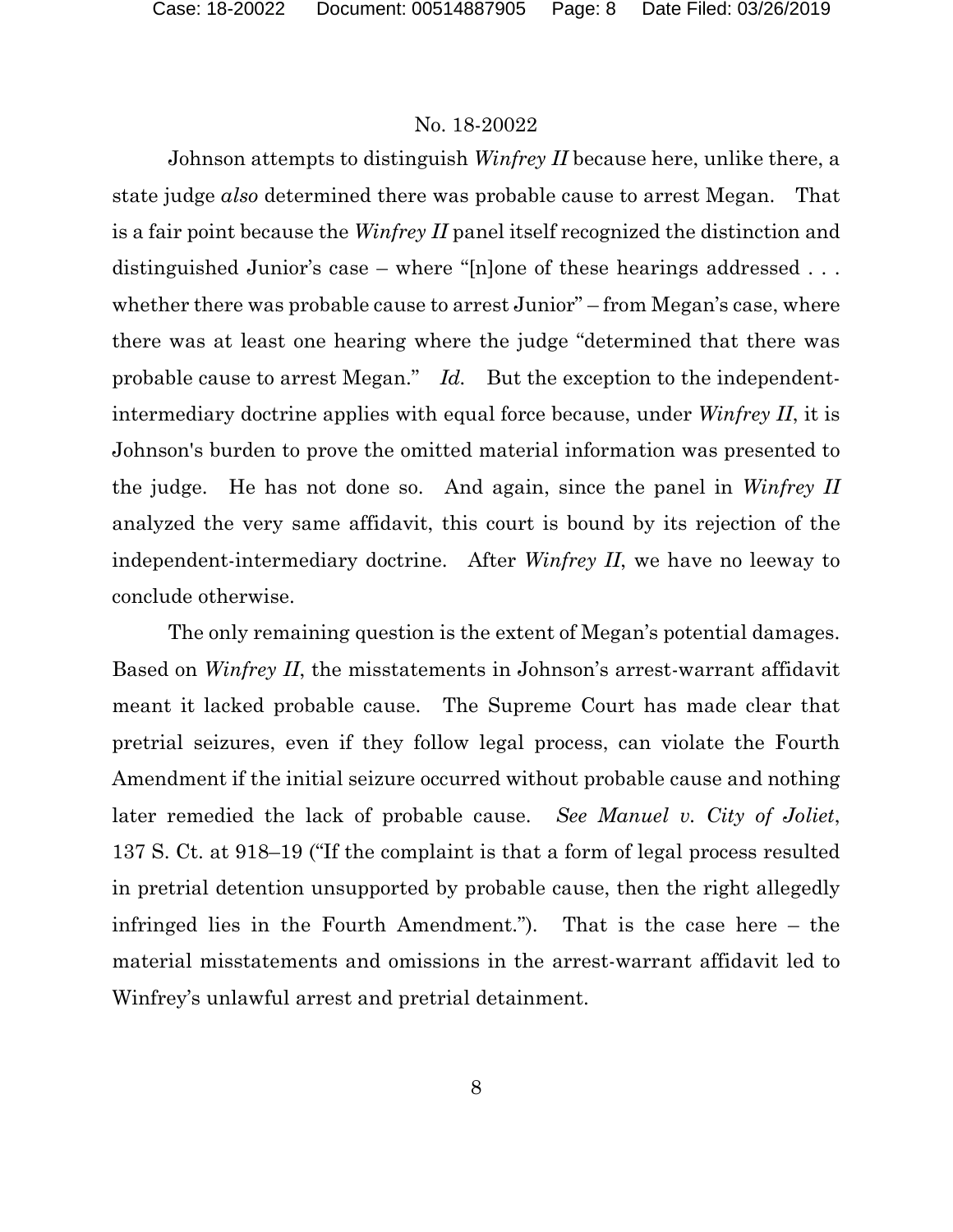Johnson attempts to distinguish *Winfrey II* because here, unlike there, a state judge *also* determined there was probable cause to arrest Megan. That is a fair point because the *Winfrey II* panel itself recognized the distinction and distinguished Junior's case – where "[n]one of these hearings addressed . . . whether there was probable cause to arrest Junior" – from Megan's case, where there was at least one hearing where the judge "determined that there was probable cause to arrest Megan." *Id.* But the exception to the independent-intermediary doctrine applies with equal force because, under *Winfrey II*, it is Johnson's burden to prove the omitted material information was presented to the judge. He has not done so. And again, since the panel in *Winfrey II* analyzed the very same affidavit, this court is bound by its rejection of the independent-intermediary doctrine. After *Winfrey II*, we have no leeway to conclude otherwise.

The only remaining question is the extent of Megan's potential damages. Based on *Winfrey II*, the misstatements in Johnson's arrest-warrant affidavit meant it lacked probable cause. The Supreme Court has made clear that pretrial seizures, even if they follow legal process, can violate the Fourth Amendment if the initial seizure occurred without probable cause and nothing later remedied the lack of probable cause. *See Manuel v. City of Joliet*, 137 S. Ct. at 918–19 ("If the complaint is that a form of legal process resulted in pretrial detention unsupported by probable cause, then the right allegedly infringed lies in the Fourth Amendment."). That is the case here – the material misstatements and omissions in the arrest-warrant affidavit led to Winfrey's unlawful arrest and pretrial detainment.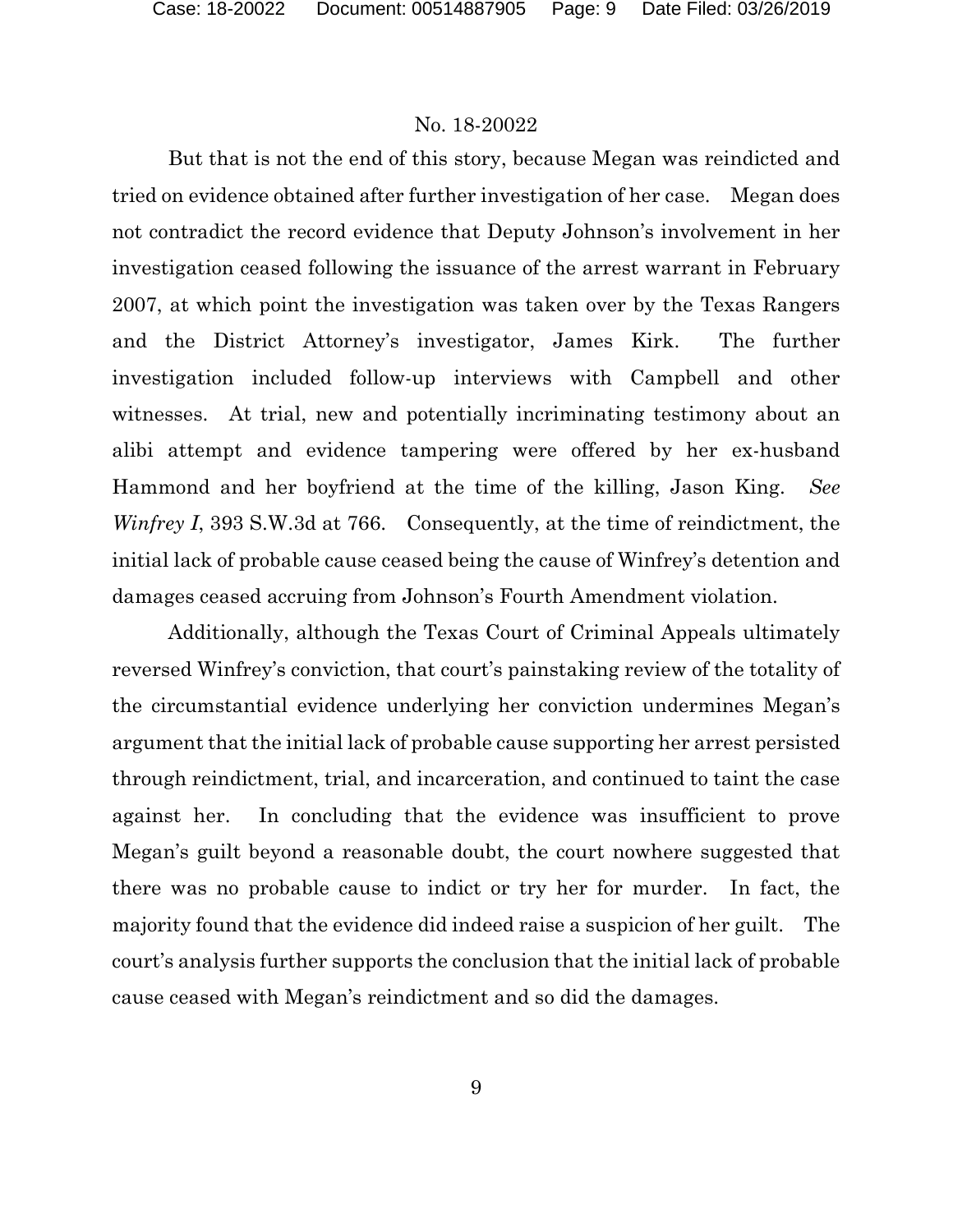But that is not the end of this story, because Megan was reindicted and tried on evidence obtained after further investigation of her case. Megan does not contradict the record evidence that Deputy Johnson's involvement in her investigation ceased following the issuance of the arrest warrant in February 2007, at which point the investigation was taken over by the Texas Rangers and the District Attorney's investigator, James Kirk. The further investigation included follow-up interviews with Campbell and other witnesses. At trial, new and potentially incriminating testimony about an alibi attempt and evidence tampering were offered by her ex-husband Hammond and her boyfriend at the time of the killing, Jason King. *See Winfrey I*, 393 S.W.3d at 766. Consequently, at the time of reindictment, the initial lack of probable cause ceased being the cause of Winfrey's detention and damages ceased accruing from Johnson's Fourth Amendment violation.

Additionally, although the Texas Court of Criminal Appeals ultimately reversed Winfrey's conviction, that court's painstaking review of the totality of the circumstantial evidence underlying her conviction undermines Megan's argument that the initial lack of probable cause supporting her arrest persisted through reindictment, trial, and incarceration, and continued to taint the case against her. In concluding that the evidence was insufficient to prove Megan's guilt beyond a reasonable doubt, the court nowhere suggested that there was no probable cause to indict or try her for murder. In fact, the majority found that the evidence did indeed raise a suspicion of her guilt. The court's analysis further supports the conclusion that the initial lack of probable cause ceased with Megan's reindictment and so did the damages.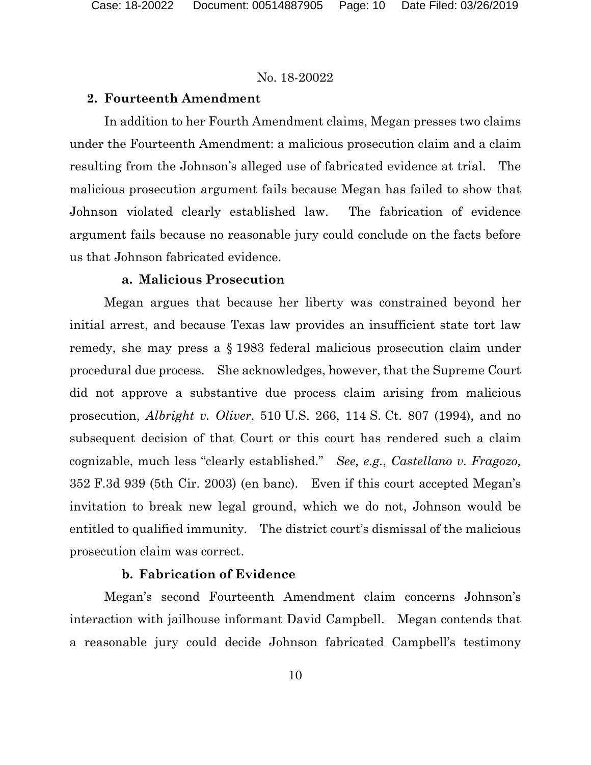## 2. Fourteenth Amendment

In addition to her Fourth Amendment claims, Megan presses two claims under the Fourteenth Amendment: a malicious prosecution claim and a claim resulting from the Johnson's alleged use of fabricated evidence at trial. The malicious prosecution argument fails because Megan has failed to show that Johnson violated clearly established law. The fabrication of evidence argument fails because no reasonable jury could conclude on the facts before us that Johnson fabricated evidence.

### a. Malicious Prosecution

Megan argues that because her liberty was constrained beyond her initial arrest, and because Texas law provides an insufficient state tort law remedy, she may press a § 1983 federal malicious prosecution claim under procedural due process. She acknowledges, however, that the Supreme Court did not approve a substantive due process claim arising from malicious prosecution, *Albright v. Oliver*, 510 U.S. 266, 114 S. Ct. 807 (1994), and no subsequent decision of that Court or this court has rendered such a claim cognizable, much less "clearly established." *See, e.g.*, *Castellano v. Fragozo,* 352 F.3d 939 (5th Cir. 2003) (en banc). Even if this court accepted Megan's invitation to break new legal ground, which we do not, Johnson would be entitled to qualified immunity. The district court's dismissal of the malicious prosecution claim was correct.

### b. Fabrication of Evidence

Megan's second Fourteenth Amendment claim concerns Johnson's interaction with jailhouse informant David Campbell. Megan contends that a reasonable jury could decide Johnson fabricated Campbell's testimony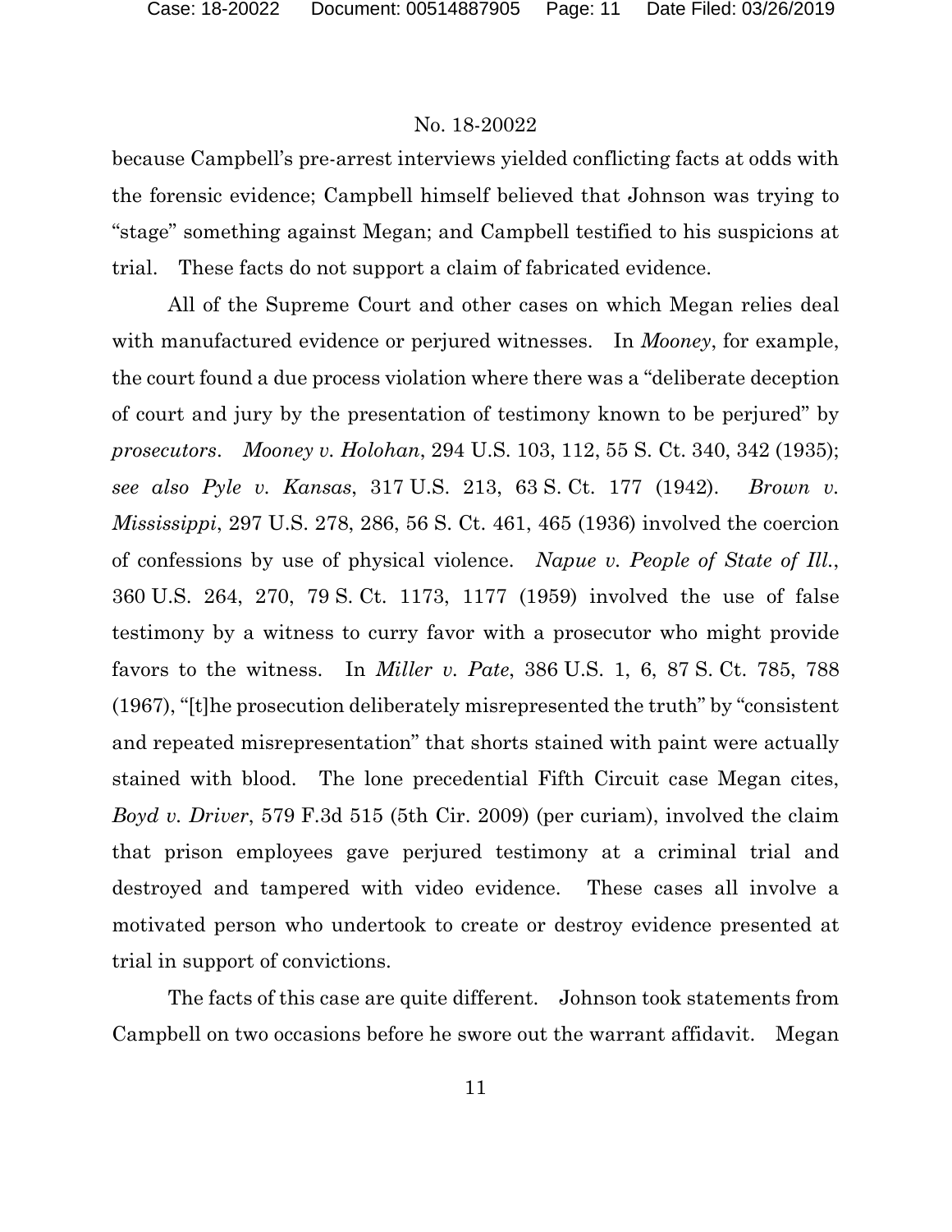because Campbell's pre-arrest interviews yielded conflicting facts at odds with the forensic evidence; Campbell himself believed that Johnson was trying to "stage" something against Megan; and Campbell testified to his suspicions at trial. These facts do not support a claim of fabricated evidence.

All of the Supreme Court and other cases on which Megan relies deal with manufactured evidence or perjured witnesses. In *Mooney*, for example, the court found a due process violation where there was a "deliberate deception of court and jury by the presentation of testimony known to be perjured" by *prosecutors*. *Mooney v. Holohan*, 294 U.S. 103, 112, 55 S. Ct. 340, 342 (1935); *see also Pyle v. Kansas*, 317 U.S. 213, 63 S. Ct. 177 (1942). *Brown v. Mississippi*, 297 U.S. 278, 286, 56 S. Ct. 461, 465 (1936) involved the coercion of confessions by use of physical violence. *Napue v. People of State of Ill.*, 360 U.S. 264, 270, 79 S. Ct. 1173, 1177 (1959) involved the use of false testimony by a witness to curry favor with a prosecutor who might provide favors to the witness. In *Miller v. Pate*, 386 U.S. 1, 6, 87 S. Ct. 785, 788 (1967), "[t]he prosecution deliberately misrepresented the truth" by "consistent and repeated misrepresentation" that shorts stained with paint were actually stained with blood. The lone precedential Fifth Circuit case Megan cites, *Boyd v. Driver*, 579 F.3d 515 (5th Cir. 2009) (per curiam), involved the claim that prison employees gave perjured testimony at a criminal trial and destroyed and tampered with video evidence. These cases all involve a motivated person who undertook to create or destroy evidence presented at trial in support of convictions.

The facts of this case are quite different. Johnson took statements from Campbell on two occasions before he swore out the warrant affidavit. Megan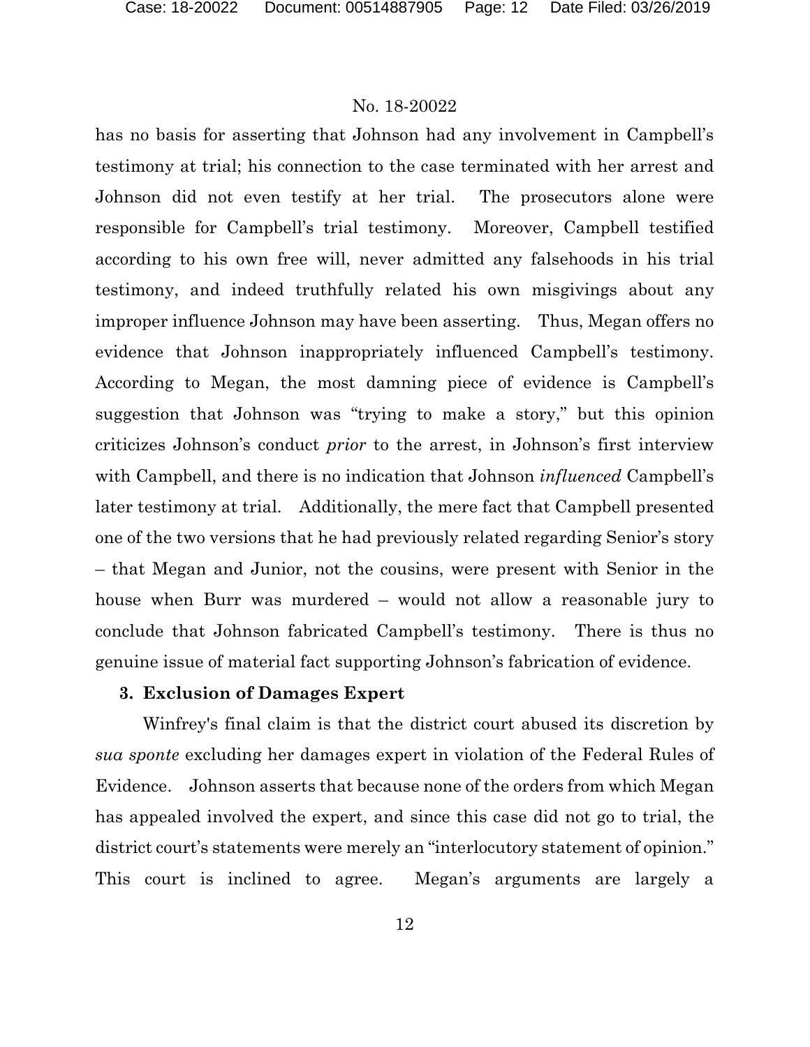has no basis for asserting that Johnson had any involvement in Campbell's testimony at trial; his connection to the case terminated with her arrest and Johnson did not even testify at her trial. The prosecutors alone were responsible for Campbell's trial testimony. Moreover, Campbell testified according to his own free will, never admitted any falsehoods in his trial testimony, and indeed truthfully related his own misgivings about any improper influence Johnson may have been asserting. Thus, Megan offers no evidence that Johnson inappropriately influenced Campbell's testimony. According to Megan, the most damning piece of evidence is Campbell's suggestion that Johnson was "trying to make a story," but this opinion criticizes Johnson's conduct *prior* to the arrest, in Johnson's first interview with Campbell, and there is no indication that Johnson *influenced* Campbell's later testimony at trial. Additionally, the mere fact that Campbell presented one of the two versions that he had previously related regarding Senior's story – that Megan and Junior, not the cousins, were present with Senior in the house when Burr was murdered – would not allow a reasonable jury to conclude that Johnson fabricated Campbell's testimony. There is thus no genuine issue of material fact supporting Johnson's fabrication of evidence.

### 3. Exclusion of Damages Expert

Winfrey's final claim is that the district court abused its discretion by *sua sponte* excluding her damages expert in violation of the Federal Rules of Evidence. Johnson asserts that because none of the orders from which Megan has appealed involved the expert, and since this case did not go to trial, the district court's statements were merely an "interlocutory statement of opinion." This court is inclined to agree. Megan's arguments are largely a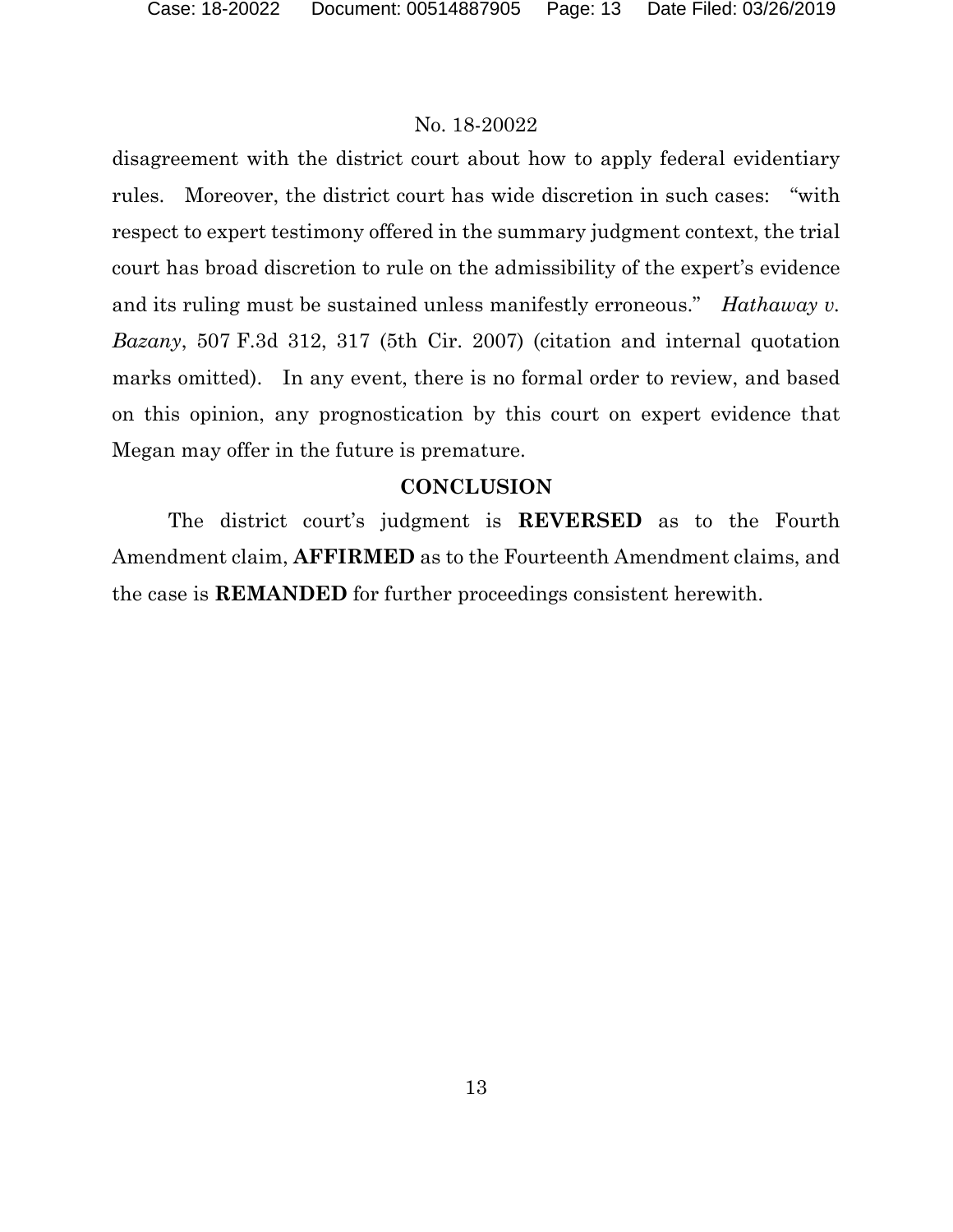disagreement with the district court about how to apply federal evidentiary rules. Moreover, the district court has wide discretion in such cases: "with respect to expert testimony offered in the summary judgment context, the trial court has broad discretion to rule on the admissibility of the expert's evidence and its ruling must be sustained unless manifestly erroneous." *Hathaway v. Bazany*, 507 F.3d 312, 317 (5th Cir. 2007) (citation and internal quotation marks omitted). In any event, there is no formal order to review, and based on this opinion, any prognostication by this court on expert evidence that Megan may offer in the future is premature.

## CONCLUSION

The district court's judgment is **REVERSED** as to the Fourth Amendment claim, **AFFIRMED** as to the Fourteenth Amendment claims, and the case is **REMANDED** for further proceedings consistent herewith.